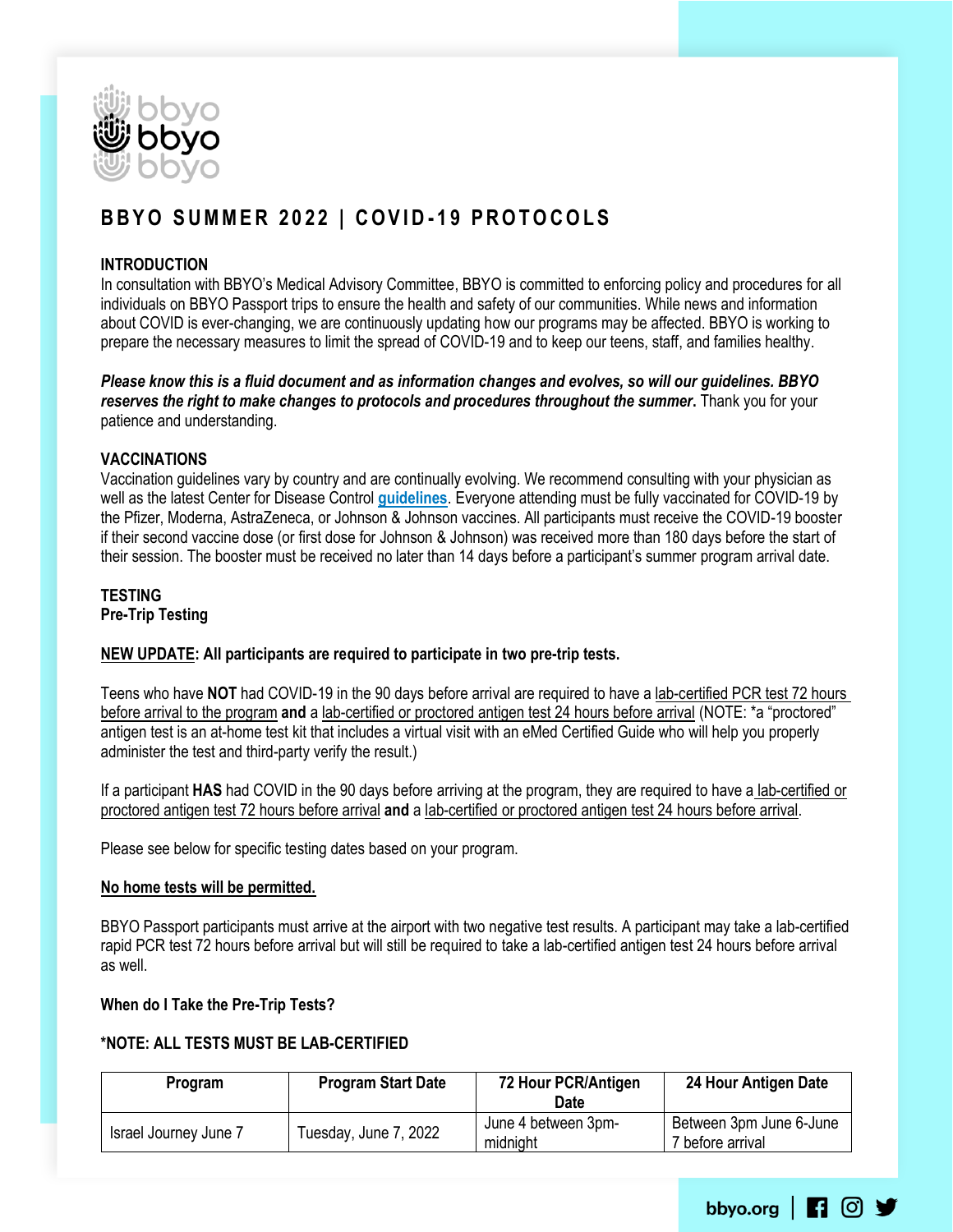# BBYO SUMMER 2022 | COVID-19 PROTOCOLS

## INTRODUCTION

In consultation with BBYO's Medical Advisory Committee, BBYO is committed to enforcing policy and procedures for all individuals on BBYO Passport trips to ensure the health and safety of our communities. While news and information about COVID is ever-changing, we are continuously updating how our programs may be affected. BBYO is working to prepare the necessary measures to limit the spread of COVID-19 and to keep our teens, staff, and families healthy.

***Please know this is a fluid document and as information changes and evolves, so will our guidelines. BBYO reserves the right to make changes to protocols and procedures throughout the summer.*** Thank you for your patience and understanding.

## VACCINATIONS

Vaccination guidelines vary by country and are continually evolving. We recommend consulting with your physician as well as the latest Center for Disease Control **guidelines**. Everyone attending must be fully vaccinated for COVID-19 by the Pfizer, Moderna, AstraZeneca, or Johnson & Johnson vaccines. All participants must receive the COVID-19 booster if their second vaccine dose (or first dose for Johnson & Johnson) was received more than 180 days before the start of their session. The booster must be received no later than 14 days before a participant's summer program arrival date.

## TESTING

### Pre-Trip Testing

**NEW UPDATE: All participants are required to participate in two pre-trip tests.**

Teens who have **NOT** had COVID-19 in the 90 days before arrival are required to have a lab-certified PCR test 72 hours before arrival to the program **and** a lab-certified or proctored antigen test 24 hours before arrival (NOTE: *a "proctored" antigen test is an at-home test kit that includes a virtual visit with an eMed Certified Guide who will help you properly administer the test and third-party verify the result.)

If a participant **HAS** had COVID in the 90 days before arriving at the program, they are required to have a lab-certified or proctored antigen test 72 hours before arrival **and** a lab-certified or proctored antigen test 24 hours before arrival.

Please see below for specific testing dates based on your program.

**No home tests will be permitted.**

BBYO Passport participants must arrive at the airport with two negative test results. A participant may take a lab-certified rapid PCR test 72 hours before arrival but will still be required to take a lab-certified antigen test 24 hours before arrival as well.

**When do I Take the Pre-Trip Tests?**

**\*NOTE: ALL TESTS MUST BE LAB-CERTIFIED**

| Program | Program Start Date | 72 Hour PCR/Antigen Date | 24 Hour Antigen Date |
|---|---|---|---|
| Israel Journey June 7 | Tuesday, June 7, 2022 | June 4 between 3pm-midnight | Between 3pm June 6-June 7 before arrival |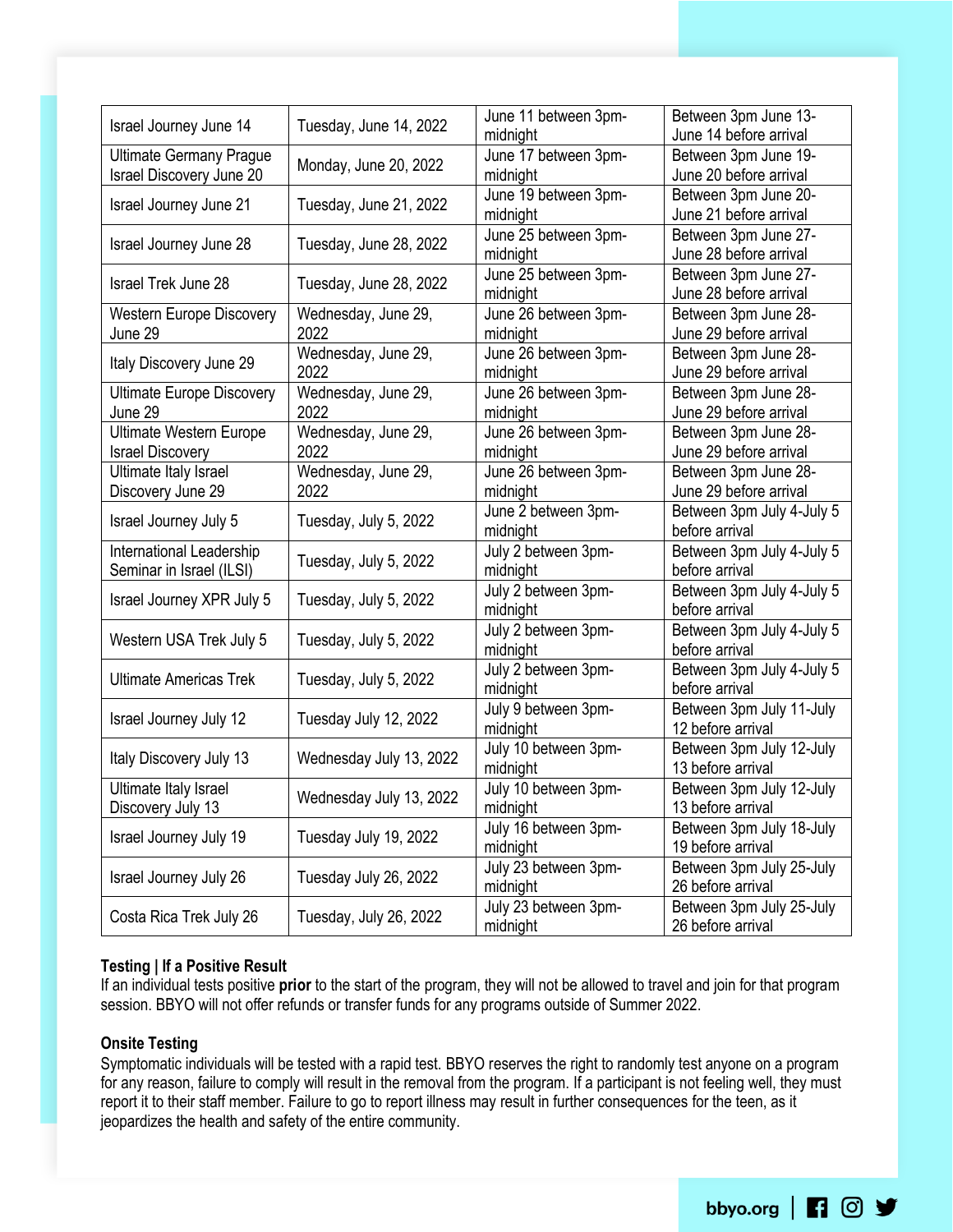| Israel Journey June 14 | Tuesday, June 14, 2022 | June 11 between 3pm-midnight | Between 3pm June 13-June 14 before arrival |
|---|---|---|---|
| Ultimate Germany Prague Israel Discovery June 20 | Monday, June 20, 2022 | June 17 between 3pm-midnight | Between 3pm June 19-June 20 before arrival |
| Israel Journey June 21 | Tuesday, June 21, 2022 | June 19 between 3pm-midnight | Between 3pm June 20-June 21 before arrival |
| Israel Journey June 28 | Tuesday, June 28, 2022 | June 25 between 3pm-midnight | Between 3pm June 27-June 28 before arrival |
| Israel Trek June 28 | Tuesday, June 28, 2022 | June 25 between 3pm-midnight | Between 3pm June 27-June 28 before arrival |
| Western Europe Discovery June 29 | Wednesday, June 29, 2022 | June 26 between 3pm-midnight | Between 3pm June 28-June 29 before arrival |
| Italy Discovery June 29 | Wednesday, June 29, 2022 | June 26 between 3pm-midnight | Between 3pm June 28-June 29 before arrival |
| Ultimate Europe Discovery June 29 | Wednesday, June 29, 2022 | June 26 between 3pm-midnight | Between 3pm June 28-June 29 before arrival |
| Ultimate Western Europe Israel Discovery | Wednesday, June 29, 2022 | June 26 between 3pm-midnight | Between 3pm June 28-June 29 before arrival |
| Ultimate Italy Israel Discovery June 29 | Wednesday, June 29, 2022 | June 26 between 3pm-midnight | Between 3pm June 28-June 29 before arrival |
| Israel Journey July 5 | Tuesday, July 5, 2022 | June 2 between 3pm-midnight | Between 3pm July 4-July 5 before arrival |
| International Leadership Seminar in Israel (ILSI) | Tuesday, July 5, 2022 | July 2 between 3pm-midnight | Between 3pm July 4-July 5 before arrival |
| Israel Journey XPR July 5 | Tuesday, July 5, 2022 | July 2 between 3pm-midnight | Between 3pm July 4-July 5 before arrival |
| Western USA Trek July 5 | Tuesday, July 5, 2022 | July 2 between 3pm-midnight | Between 3pm July 4-July 5 before arrival |
| Ultimate Americas Trek | Tuesday, July 5, 2022 | July 2 between 3pm-midnight | Between 3pm July 4-July 5 before arrival |
| Israel Journey July 12 | Tuesday July 12, 2022 | July 9 between 3pm-midnight | Between 3pm July 11-July 12 before arrival |
| Italy Discovery July 13 | Wednesday July 13, 2022 | July 10 between 3pm-midnight | Between 3pm July 12-July 13 before arrival |
| Ultimate Italy Israel Discovery July 13 | Wednesday July 13, 2022 | July 10 between 3pm-midnight | Between 3pm July 12-July 13 before arrival |
| Israel Journey July 19 | Tuesday July 19, 2022 | July 16 between 3pm-midnight | Between 3pm July 18-July 19 before arrival |
| Israel Journey July 26 | Tuesday July 26, 2022 | July 23 between 3pm-midnight | Between 3pm July 25-July 26 before arrival |
| Costa Rica Trek July 26 | Tuesday, July 26, 2022 | July 23 between 3pm-midnight | Between 3pm July 25-July 26 before arrival |

### Testing | If a Positive Result

If an individual tests positive **prior** to the start of the program, they will not be allowed to travel and join for that program session. BBYO will not offer refunds or transfer funds for any programs outside of Summer 2022.

### Onsite Testing

Symptomatic individuals will be tested with a rapid test. BBYO reserves the right to randomly test anyone on a program for any reason, failure to comply will result in the removal from the program. If a participant is not feeling well, they must report it to their staff member. Failure to go to report illness may result in further consequences for the teen, as it jeopardizes the health and safety of the entire community.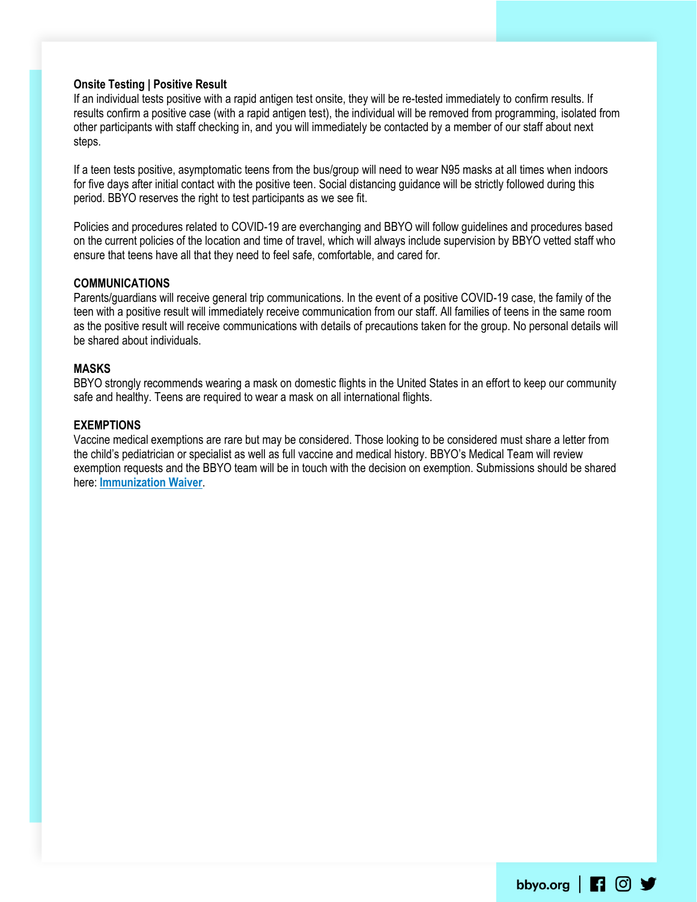**Onsite Testing | Positive Result**

If an individual tests positive with a rapid antigen test onsite, they will be re-tested immediately to confirm results. If results confirm a positive case (with a rapid antigen test), the individual will be removed from programming, isolated from other participants with staff checking in, and you will immediately be contacted by a member of our staff about next steps.

If a teen tests positive, asymptomatic teens from the bus/group will need to wear N95 masks at all times when indoors for five days after initial contact with the positive teen. Social distancing guidance will be strictly followed during this period. BBYO reserves the right to test participants as we see fit.

Policies and procedures related to COVID-19 are everchanging and BBYO will follow guidelines and procedures based on the current policies of the location and time of travel, which will always include supervision by BBYO vetted staff who ensure that teens have all that they need to feel safe, comfortable, and cared for.

**COMMUNICATIONS**

Parents/guardians will receive general trip communications. In the event of a positive COVID-19 case, the family of the teen with a positive result will immediately receive communication from our staff. All families of teens in the same room as the positive result will receive communications with details of precautions taken for the group. No personal details will be shared about individuals.

**MASKS**

BBYO strongly recommends wearing a mask on domestic flights in the United States in an effort to keep our community safe and healthy. Teens are required to wear a mask on all international flights.

**EXEMPTIONS**

Vaccine medical exemptions are rare but may be considered. Those looking to be considered must share a letter from the child's pediatrician or specialist as well as full vaccine and medical history. BBYO's Medical Team will review exemption requests and the BBYO team will be in touch with the decision on exemption. Submissions should be shared here: **Immunization Waiver**.